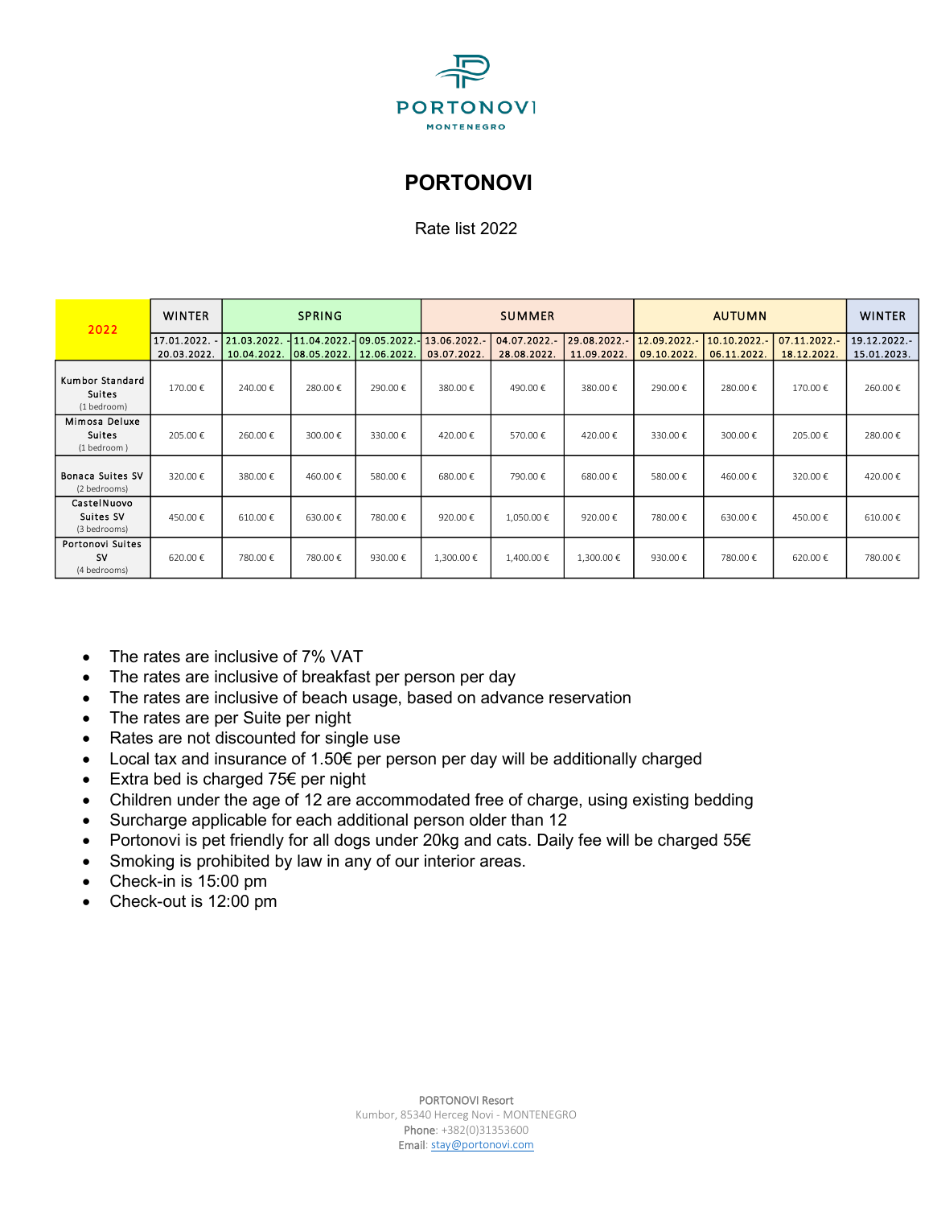PORTONOVI

MONTENEGRO

# PORTONOVI

Rate list 2022

| 2022 | WINTER | SPRING | | | SUMMER | | | AUTUMN | | | WINTER |
|---|---|---|---|---|---|---|---|---|---|---|---|
| | 17.01.2022. - 20.03.2022. | 21.03.2022. - 10.04.2022. | 11.04.2022.- 08.05.2022. | 09.05.2022.- 12.06.2022. | 13.06.2022.- 03.07.2022. | 04.07.2022.- 28.08.2022. | 29.08.2022.- 11.09.2022. | 12.09.2022.- 09.10.2022. | 10.10.2022.- 06.11.2022. | 07.11.2022.- 18.12.2022. | 19.12.2022.- 15.01.2023. |
| Kumbor Standard Suites (1 bedroom) | 170.00 € | 240.00 € | 280.00 € | 290.00 € | 380.00 € | 490.00 € | 380.00 € | 290.00 € | 280.00 € | 170.00 € | 260.00 € |
| Mimosa Deluxe Suites (1 bedroom ) | 205.00 € | 260.00 € | 300.00 € | 330.00 € | 420.00 € | 570.00 € | 420.00 € | 330.00 € | 300.00 € | 205.00 € | 280.00 € |
| Bonaca Suites SV (2 bedrooms) | 320.00 € | 380.00 € | 460.00 € | 580.00 € | 680.00 € | 790.00 € | 680.00 € | 580.00 € | 460.00 € | 320.00 € | 420.00 € |
| CastelNuovo Suites SV (3 bedrooms) | 450.00 € | 610.00 € | 630.00 € | 780.00 € | 920.00 € | 1,050.00 € | 920.00 € | 780.00 € | 630.00 € | 450.00 € | 610.00 € |
| Portonovi Suites SV (4 bedrooms) | 620.00 € | 780.00 € | 780.00 € | 930.00 € | 1,300.00 € | 1,400.00 € | 1,300.00 € | 930.00 € | 780.00 € | 620.00 € | 780.00 € |

- The rates are inclusive of 7% VAT
- The rates are inclusive of breakfast per person per day
- The rates are inclusive of beach usage, based on advance reservation
- The rates are per Suite per night
- Rates are not discounted for single use
- Local tax and insurance of 1.50€ per person per day will be additionally charged
- Extra bed is charged 75€ per night
- Children under the age of 12 are accommodated free of charge, using existing bedding
- Surcharge applicable for each additional person older than 12
- Portonovi is pet friendly for all dogs under 20kg and cats. Daily fee will be charged 55€
- Smoking is prohibited by law in any of our interior areas.
- Check-in is 15:00 pm
- Check-out is 12:00 pm

PORTONOVI Resort
Kumbor, 85340 Herceg Novi - MONTENEGRO
Phone: +382(0)31353600
Email: stay@portonovi.com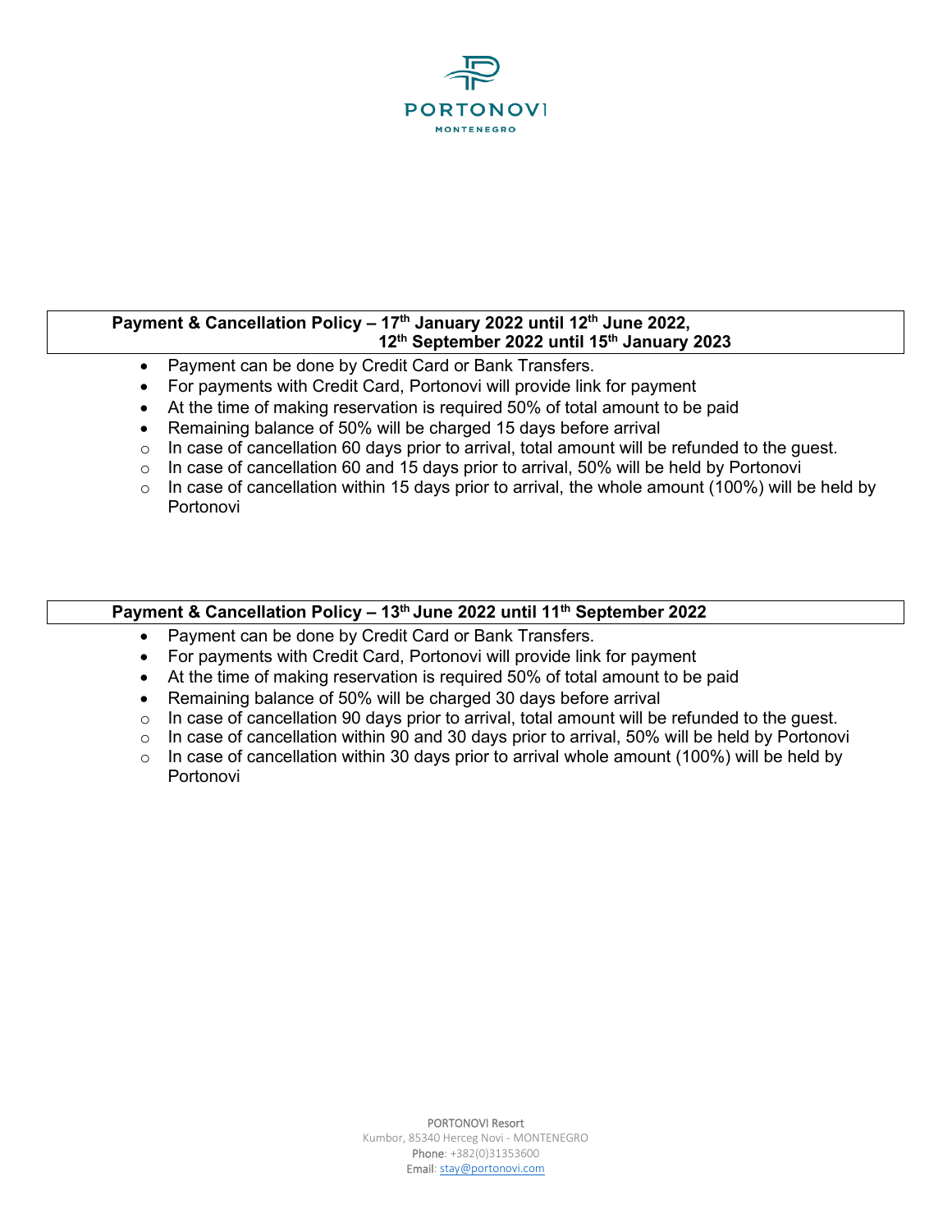PORTONOVI
MONTENEGRO

## Payment & Cancellation Policy – 17th January 2022 until 12th June 2022, 12th September 2022 until 15th January 2023

- Payment can be done by Credit Card or Bank Transfers.
- For payments with Credit Card, Portonovi will provide link for payment
- At the time of making reservation is required 50% of total amount to be paid
- Remaining balance of 50% will be charged 15 days before arrival
    - In case of cancellation 60 days prior to arrival, total amount will be refunded to the guest.
    - In case of cancellation 60 and 15 days prior to arrival, 50% will be held by Portonovi
    - In case of cancellation within 15 days prior to arrival, the whole amount (100%) will be held by Portonovi

## Payment & Cancellation Policy – 13th June 2022 until 11th September 2022

- Payment can be done by Credit Card or Bank Transfers.
- For payments with Credit Card, Portonovi will provide link for payment
- At the time of making reservation is required 50% of total amount to be paid
- Remaining balance of 50% will be charged 30 days before arrival
    - In case of cancellation 90 days prior to arrival, total amount will be refunded to the guest.
    - In case of cancellation within 90 and 30 days prior to arrival, 50% will be held by Portonovi
    - In case of cancellation within 30 days prior to arrival whole amount (100%) will be held by Portonovi

PORTONOVI Resort
Kumbor, 85340 Herceg Novi - MONTENEGRO
Phone: +382(0)31353600
Email: stay@portonovi.com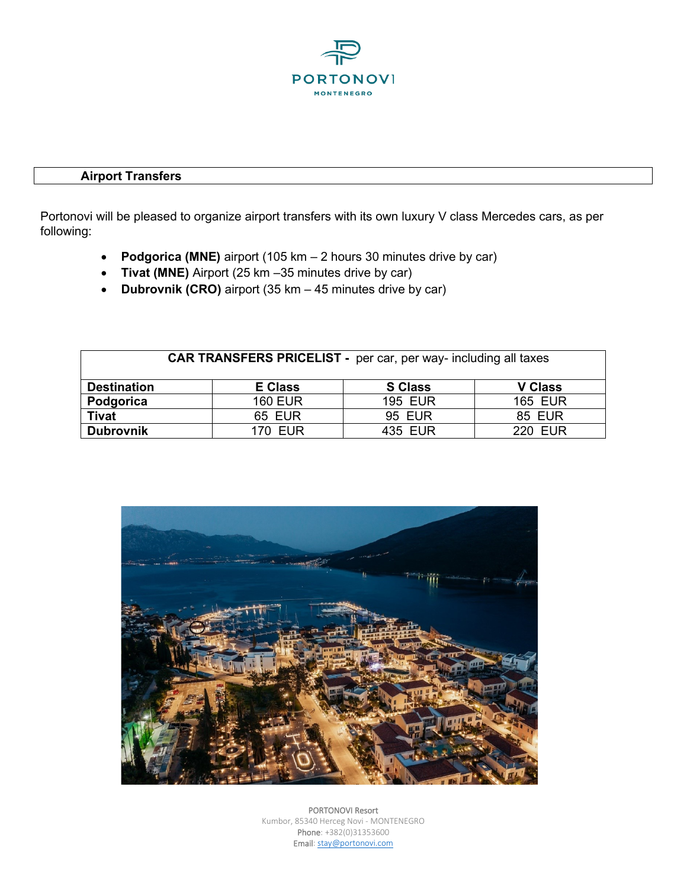## Airport Transfers

Portonovi will be pleased to organize airport transfers with its own luxury V class Mercedes cars, as per following:

- **Podgorica (MNE)** airport (105 km – 2 hours 30 minutes drive by car)
- **Tivat (MNE)** Airport (25 km –35 minutes drive by car)
- **Dubrovnik (CRO)** airport (35 km – 45 minutes drive by car)

**CAR TRANSFERS PRICELIST -** per car, per way- including all taxes

| Destination | E Class | S Class | V Class |
|---|---|---|---|
| **Podgorica** | 160 EUR | 195 EUR | 165 EUR |
| **Tivat** | 65 EUR | 95 EUR | 85 EUR |
| **Dubrovnik** | 170 EUR | 435 EUR | 220 EUR |

PORTONOVI Resort
Kumbor, 85340 Herceg Novi - MONTENEGRO
Phone: +382(0)31353600
Email: stay@portonovi.com